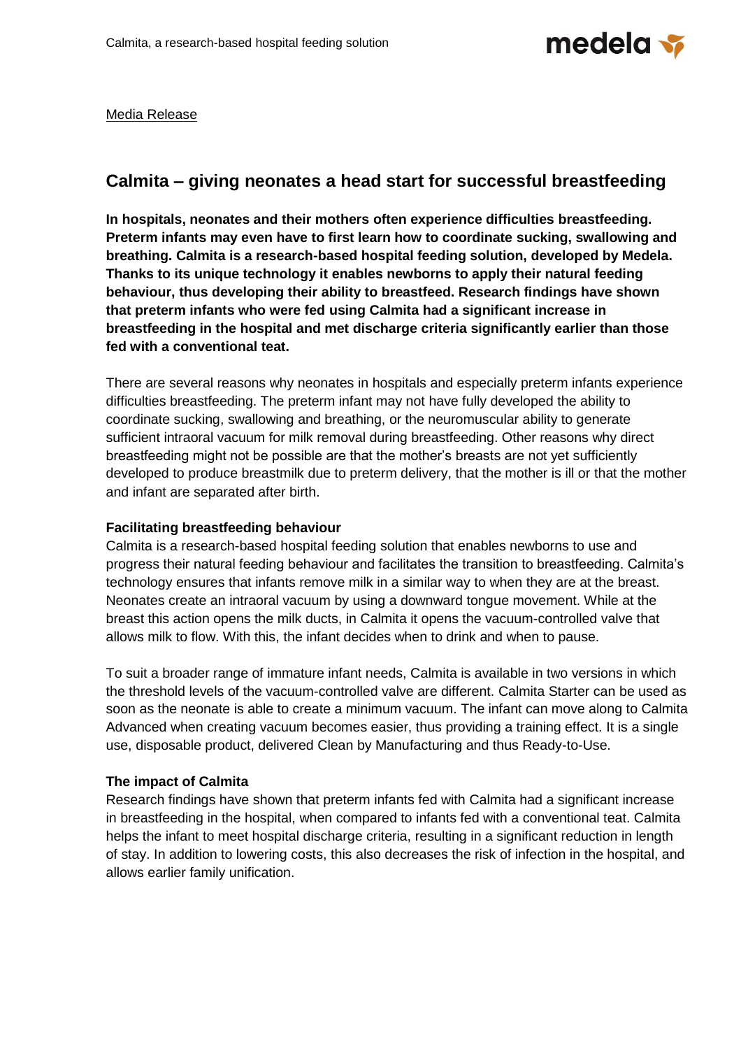Media Release

# Calmita – giving neonates a head start for successful breastfeeding

**In hospitals, neonates and their mothers often experience difficulties breastfeeding. Preterm infants may even have to first learn how to coordinate sucking, swallowing and breathing. Calmita is a research-based hospital feeding solution, developed by Medela. Thanks to its unique technology it enables newborns to apply their natural feeding behaviour, thus developing their ability to breastfeed. Research findings have shown that preterm infants who were fed using Calmita had a significant increase in breastfeeding in the hospital and met discharge criteria significantly earlier than those fed with a conventional teat.**

There are several reasons why neonates in hospitals and especially preterm infants experience difficulties breastfeeding. The preterm infant may not have fully developed the ability to coordinate sucking, swallowing and breathing, or the neuromuscular ability to generate sufficient intraoral vacuum for milk removal during breastfeeding. Other reasons why direct breastfeeding might not be possible are that the mother's breasts are not yet sufficiently developed to produce breastmilk due to preterm delivery, that the mother is ill or that the mother and infant are separated after birth.

### Facilitating breastfeeding behaviour

Calmita is a research-based hospital feeding solution that enables newborns to use and progress their natural feeding behaviour and facilitates the transition to breastfeeding. Calmita's technology ensures that infants remove milk in a similar way to when they are at the breast. Neonates create an intraoral vacuum by using a downward tongue movement. While at the breast this action opens the milk ducts, in Calmita it opens the vacuum-controlled valve that allows milk to flow. With this, the infant decides when to drink and when to pause.

To suit a broader range of immature infant needs, Calmita is available in two versions in which the threshold levels of the vacuum-controlled valve are different. Calmita Starter can be used as soon as the neonate is able to create a minimum vacuum. The infant can move along to Calmita Advanced when creating vacuum becomes easier, thus providing a training effect. It is a single use, disposable product, delivered Clean by Manufacturing and thus Ready-to-Use.

### The impact of Calmita

Research findings have shown that preterm infants fed with Calmita had a significant increase in breastfeeding in the hospital, when compared to infants fed with a conventional teat. Calmita helps the infant to meet hospital discharge criteria, resulting in a significant reduction in length of stay. In addition to lowering costs, this also decreases the risk of infection in the hospital, and allows earlier family unification.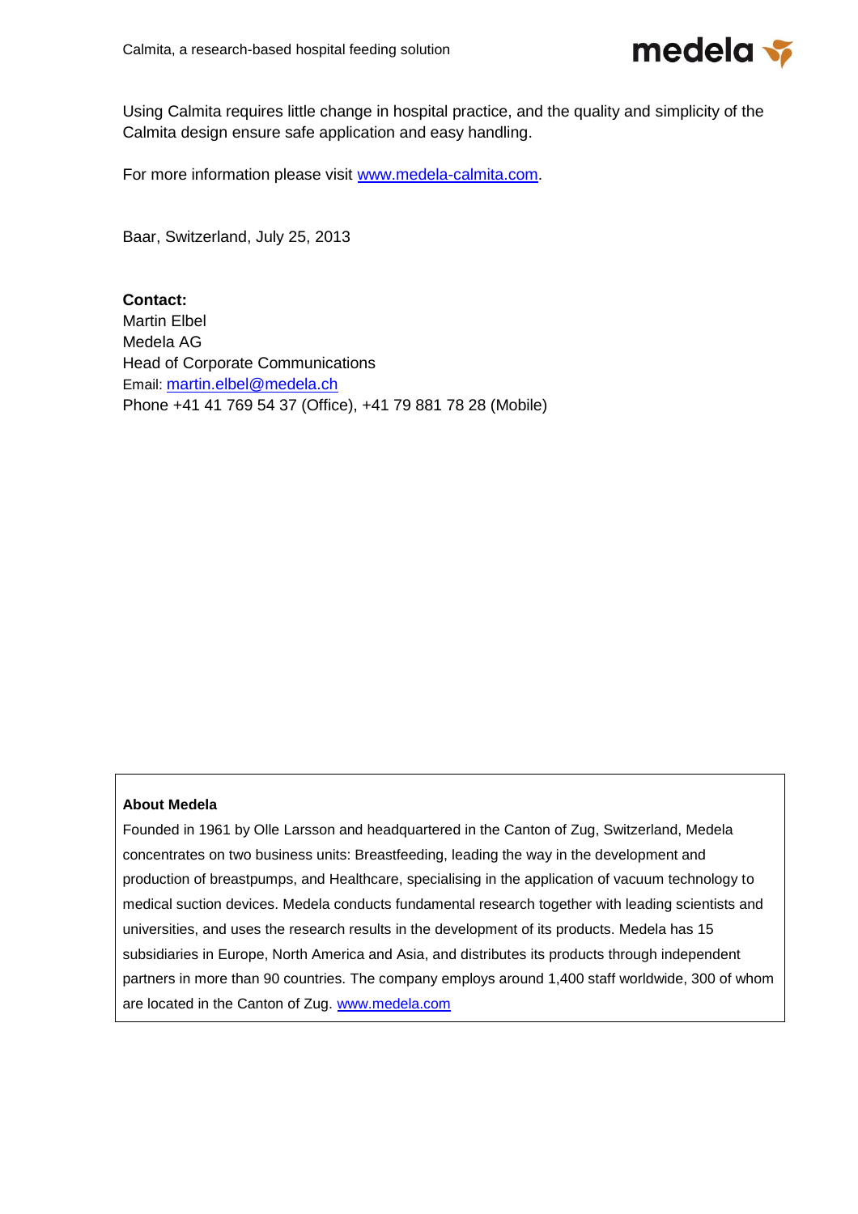Using Calmita requires little change in hospital practice, and the quality and simplicity of the Calmita design ensure safe application and easy handling.

For more information please visit www.medela-calmita.com.

Baar, Switzerland, July 25, 2013

**Contact:**
Martin Elbel
Medela AG
Head of Corporate Communications
Email: martin.elbel@medela.ch
Phone +41 41 769 54 37 (Office), +41 79 881 78 28 (Mobile)

**About Medela**

Founded in 1961 by Olle Larsson and headquartered in the Canton of Zug, Switzerland, Medela concentrates on two business units: Breastfeeding, leading the way in the development and production of breastpumps, and Healthcare, specialising in the application of vacuum technology to medical suction devices. Medela conducts fundamental research together with leading scientists and universities, and uses the research results in the development of its products. Medela has 15 subsidiaries in Europe, North America and Asia, and distributes its products through independent partners in more than 90 countries. The company employs around 1,400 staff worldwide, 300 of whom are located in the Canton of Zug. www.medela.com